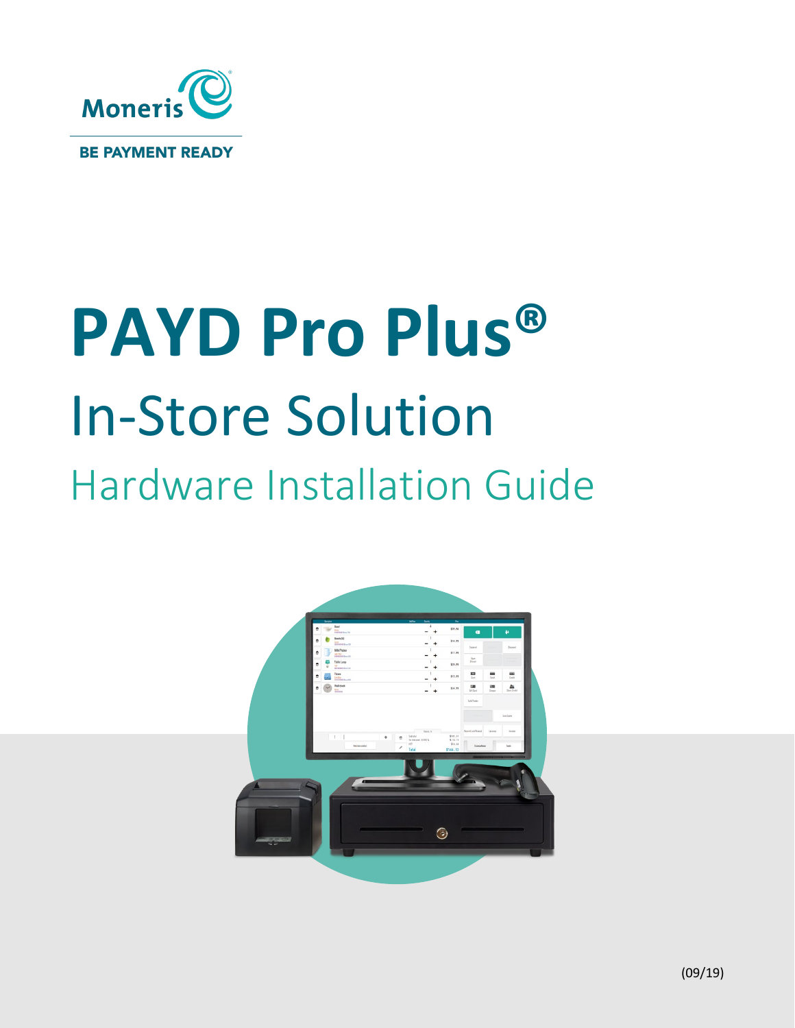Moneris

BE PAYMENT READY

# PAYD Pro Plus®

## In-Store Solution

### Hardware Installation Guide

(09/19)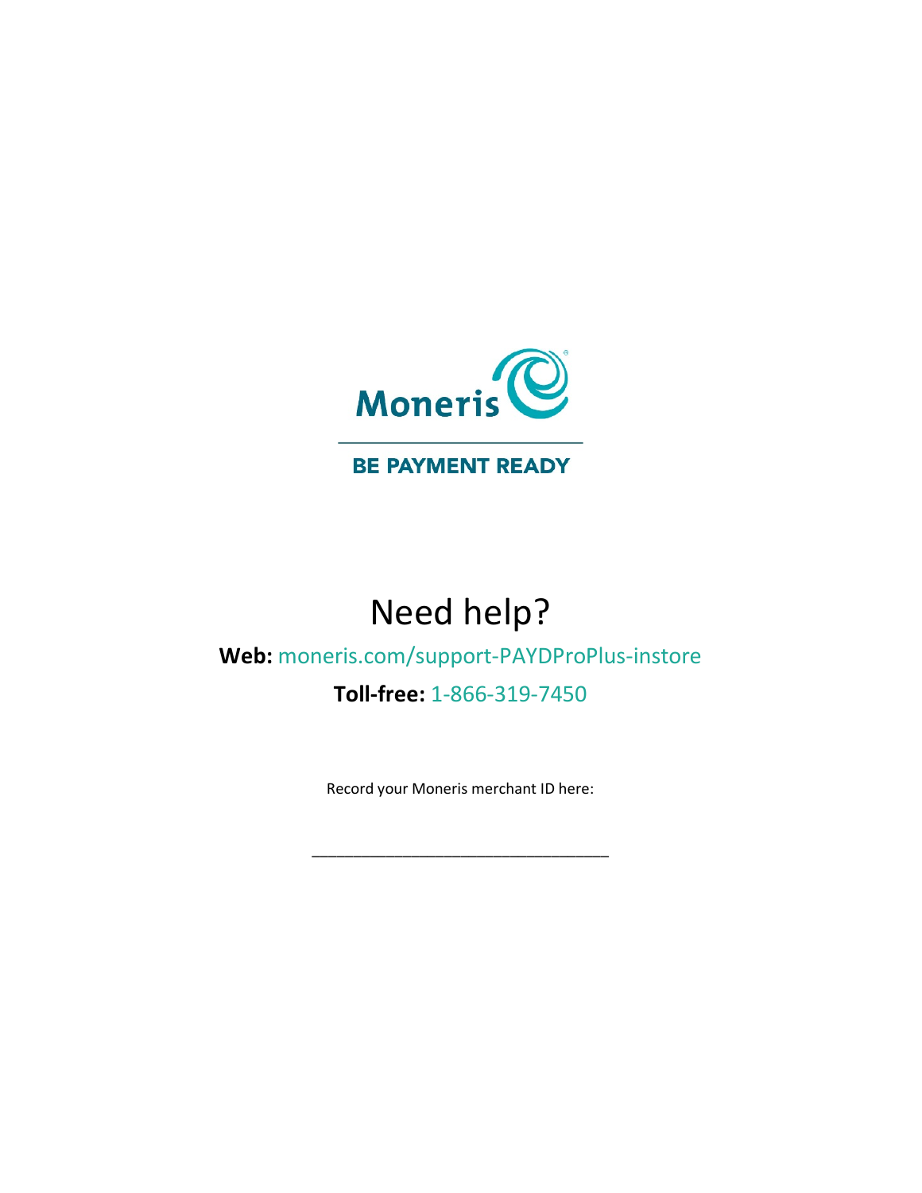Moneris

BE PAYMENT READY

# Need help?

**Web:** moneris.com/support-PAYDProPlus-instore

**Toll-free:** 1-866-319-7450

Record your Moneris merchant ID here:

___________________________________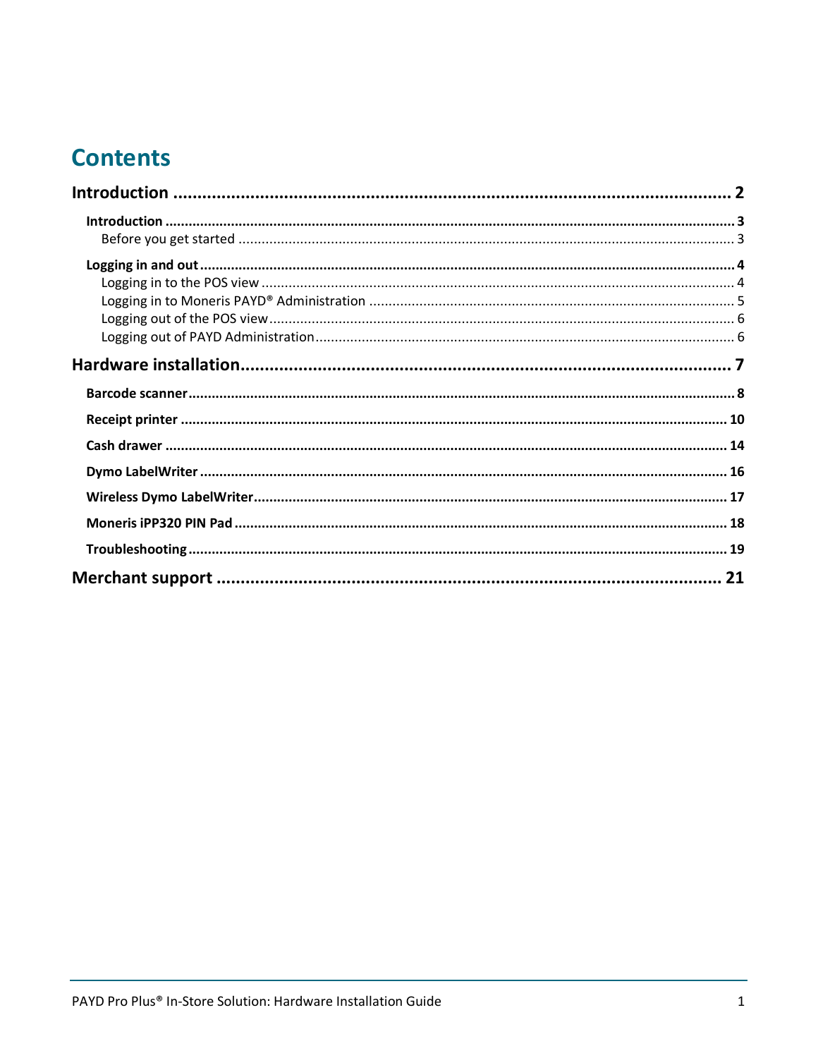# Contents

**Introduction** ............................................................ 2

- **Introduction** ............................................................ 3
  - Before you get started ............................................................ 3
- **Logging in and out** ............................................................ 4
  - Logging in to the POS view ............................................................ 4
  - Logging in to Moneris PAYD® Administration ............................................................ 5
  - Logging out of the POS view ............................................................ 6
  - Logging out of PAYD Administration ............................................................ 6

**Hardware installation** ............................................................ 7

- **Barcode scanner** ............................................................ 8
- **Receipt printer** ............................................................ 10
- **Cash drawer** ............................................................ 14
- **Dymo LabelWriter** ............................................................ 16
- **Wireless Dymo LabelWriter** ............................................................ 17
- **Moneris iPP320 PIN Pad** ............................................................ 18
- **Troubleshooting** ............................................................ 19

**Merchant support** ............................................................ 21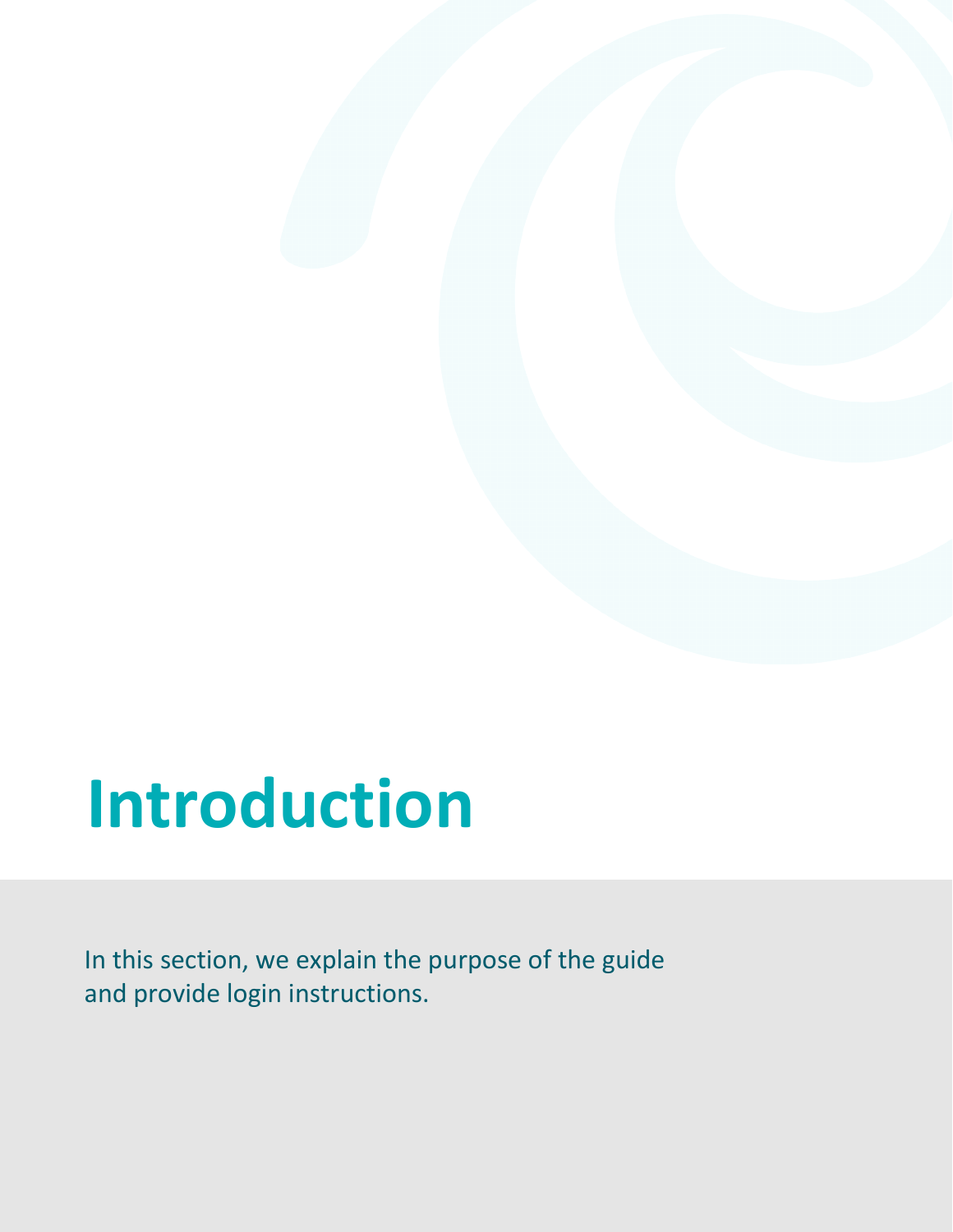# Introduction

In this section, we explain the purpose of the guide and provide login instructions.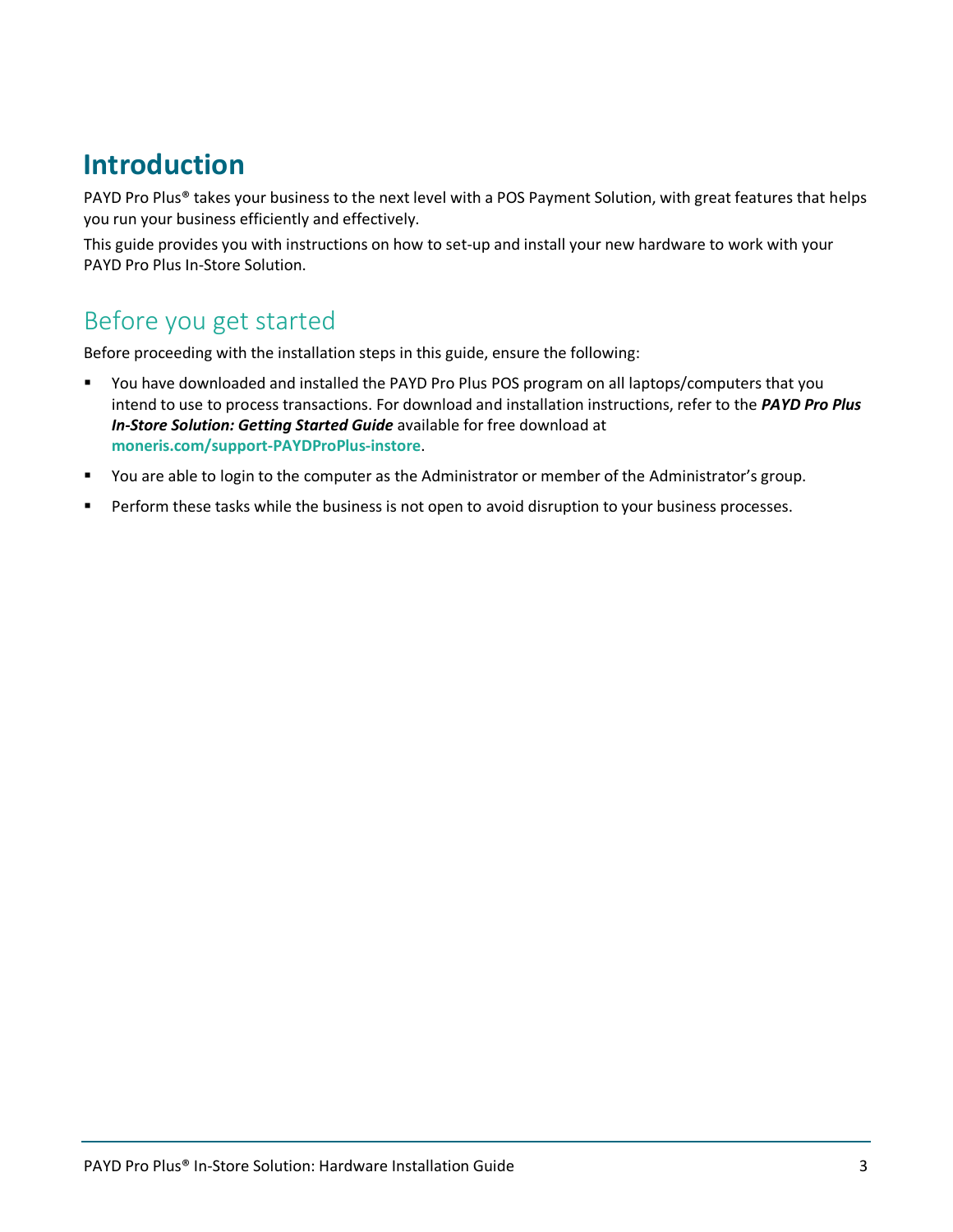# Introduction

PAYD Pro Plus® takes your business to the next level with a POS Payment Solution, with great features that helps you run your business efficiently and effectively.

This guide provides you with instructions on how to set-up and install your new hardware to work with your PAYD Pro Plus In-Store Solution.

## Before you get started

Before proceeding with the installation steps in this guide, ensure the following:

- You have downloaded and installed the PAYD Pro Plus POS program on all laptops/computers that you intend to use to process transactions. For download and installation instructions, refer to the ***PAYD Pro Plus In-Store Solution: Getting Started Guide*** available for free download at **moneris.com/support-PAYDProPlus-instore**.
- You are able to login to the computer as the Administrator or member of the Administrator's group.
- Perform these tasks while the business is not open to avoid disruption to your business processes.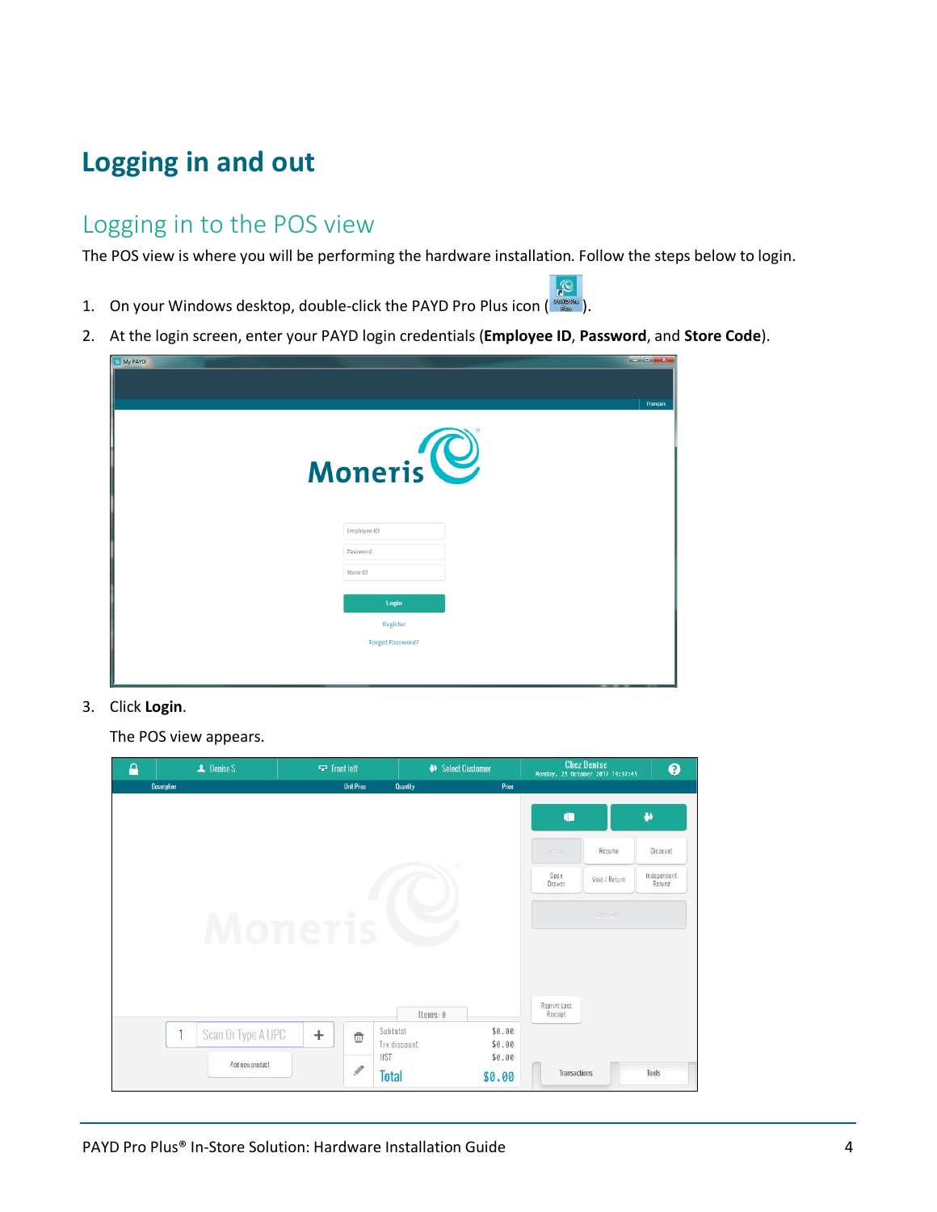# Logging in and out

## Logging in to the POS view

The POS view is where you will be performing the hardware installation. Follow the steps below to login.

1. On your Windows desktop, double-click the PAYD Pro Plus icon ( ).
2. At the login screen, enter your PAYD login credentials (**Employee ID**, **Password**, and **Store Code**).
3. Click **Login**.

   The POS view appears.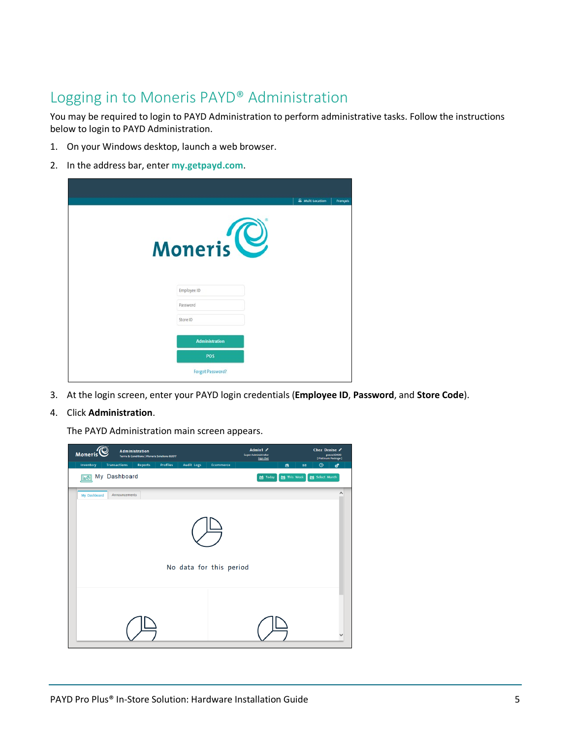## Logging in to Moneris PAYD® Administration

You may be required to login to PAYD Administration to perform administrative tasks. Follow the instructions below to login to PAYD Administration.

1. On your Windows desktop, launch a web browser.
2. In the address bar, enter **my.getpayd.com**.
3. At the login screen, enter your PAYD login credentials (**Employee ID**, **Password**, and **Store Code**).
4. Click **Administration**.

   The PAYD Administration main screen appears.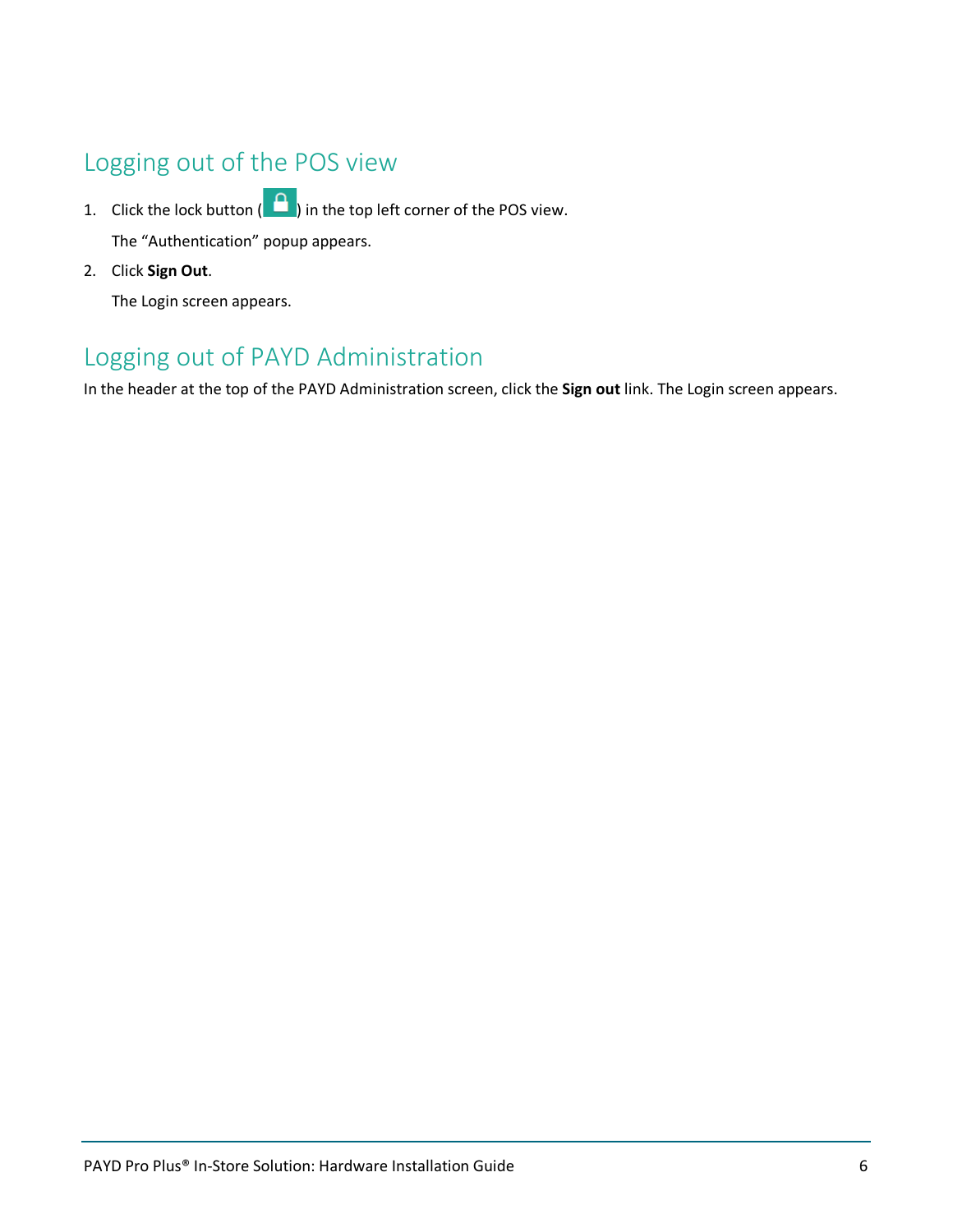## Logging out of the POS view

1. Click the lock button ( ) in the top left corner of the POS view.

   The “Authentication” popup appears.

2. Click **Sign Out**.

   The Login screen appears.

## Logging out of PAYD Administration

In the header at the top of the PAYD Administration screen, click the **Sign out** link. The Login screen appears.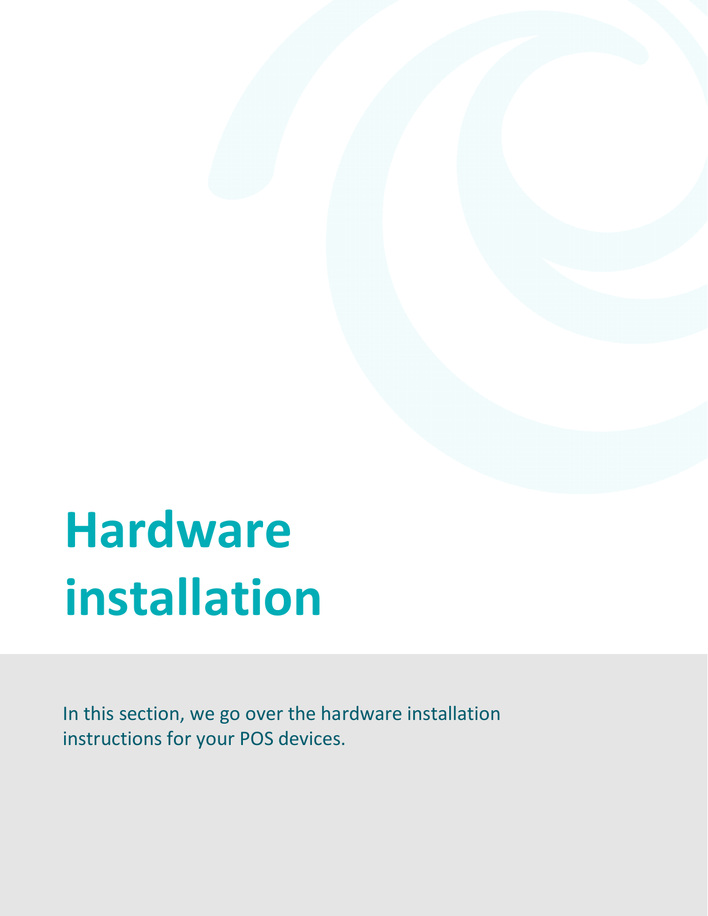# Hardware installation

In this section, we go over the hardware installation instructions for your POS devices.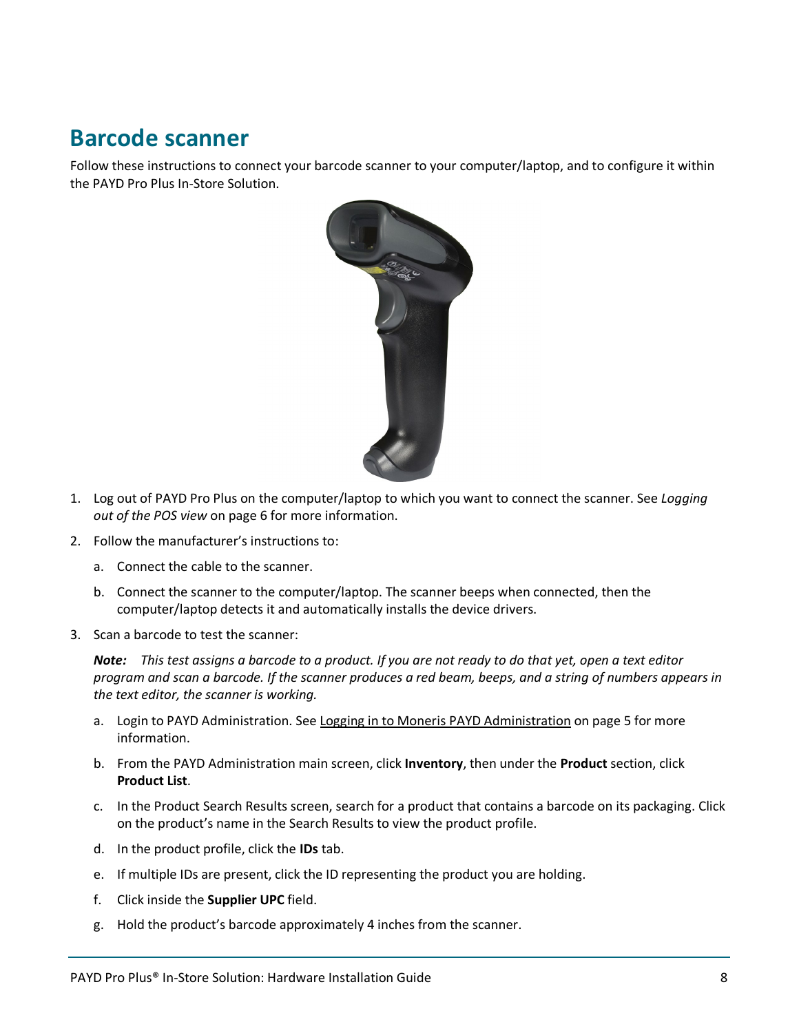## Barcode scanner

Follow these instructions to connect your barcode scanner to your computer/laptop, and to configure it within the PAYD Pro Plus In-Store Solution.

1. Log out of PAYD Pro Plus on the computer/laptop to which you want to connect the scanner. See *Logging out of the POS view* on page 6 for more information.
2. Follow the manufacturer's instructions to:
   a. Connect the cable to the scanner.
   b. Connect the scanner to the computer/laptop. The scanner beeps when connected, then the computer/laptop detects it and automatically installs the device drivers.
3. Scan a barcode to test the scanner:

   ***Note:*** *This test assigns a barcode to a product. If you are not ready to do that yet, open a text editor program and scan a barcode. If the scanner produces a red beam, beeps, and a string of numbers appears in the text editor, the scanner is working.*

   a. Login to PAYD Administration. See Logging in to Moneris PAYD Administration on page 5 for more information.
   b. From the PAYD Administration main screen, click **Inventory**, then under the **Product** section, click **Product List**.
   c. In the Product Search Results screen, search for a product that contains a barcode on its packaging. Click on the product's name in the Search Results to view the product profile.
   d. In the product profile, click the **IDs** tab.
   e. If multiple IDs are present, click the ID representing the product you are holding.
   f. Click inside the **Supplier UPC** field.
   g. Hold the product's barcode approximately 4 inches from the scanner.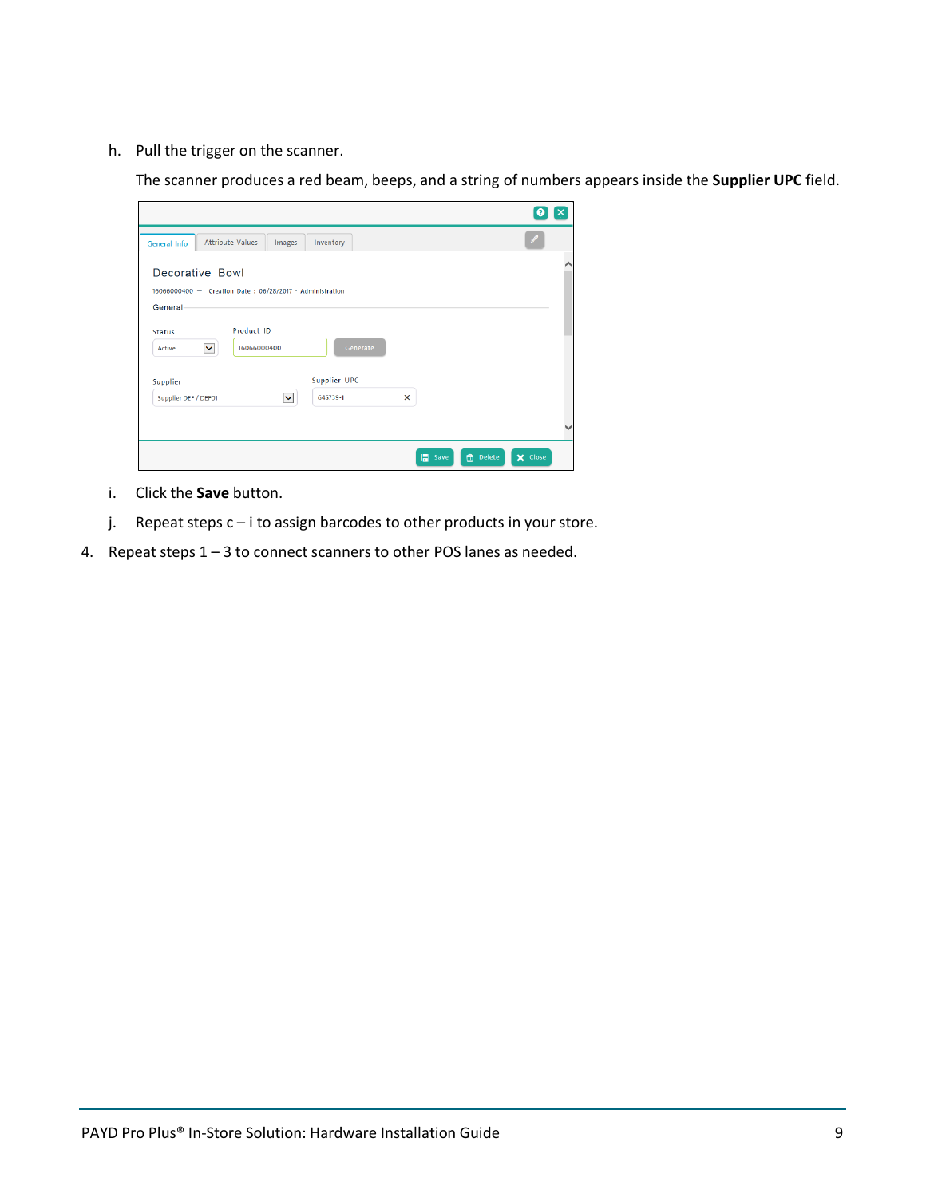h. Pull the trigger on the scanner.

   The scanner produces a red beam, beeps, and a string of numbers appears inside the **Supplier UPC** field.

i. Click the **Save** button.

j. Repeat steps c – i to assign barcodes to other products in your store.

4. Repeat steps 1 – 3 to connect scanners to other POS lanes as needed.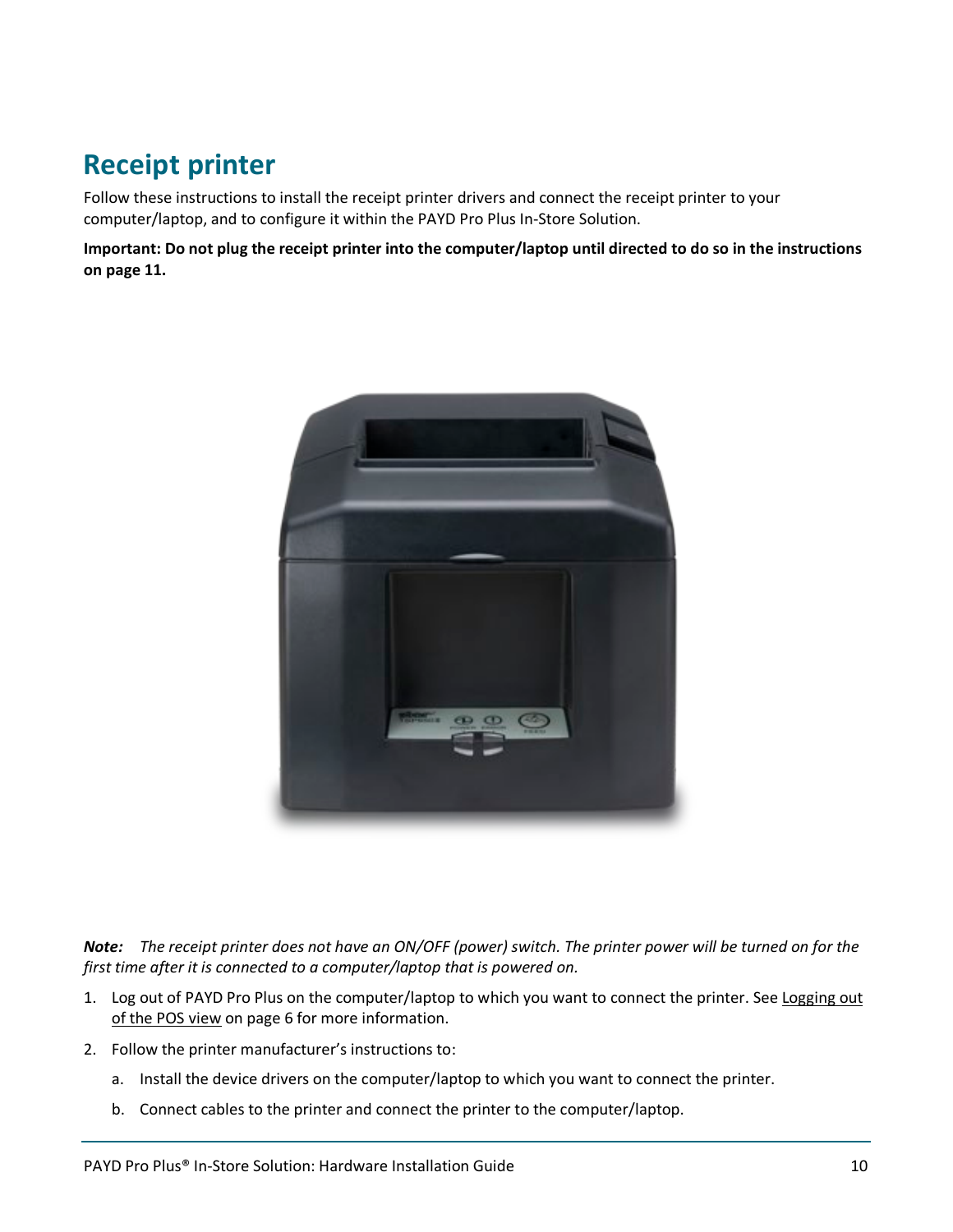## Receipt printer

Follow these instructions to install the receipt printer drivers and connect the receipt printer to your computer/laptop, and to configure it within the PAYD Pro Plus In-Store Solution.

**Important: Do not plug the receipt printer into the computer/laptop until directed to do so in the instructions on page 11.**

***Note:*** *The receipt printer does not have an ON/OFF (power) switch. The printer power will be turned on for the first time after it is connected to a computer/laptop that is powered on.*

1. Log out of PAYD Pro Plus on the computer/laptop to which you want to connect the printer. See Logging out of the POS view on page 6 for more information.
2. Follow the printer manufacturer's instructions to:
    a. Install the device drivers on the computer/laptop to which you want to connect the printer.
    b. Connect cables to the printer and connect the printer to the computer/laptop.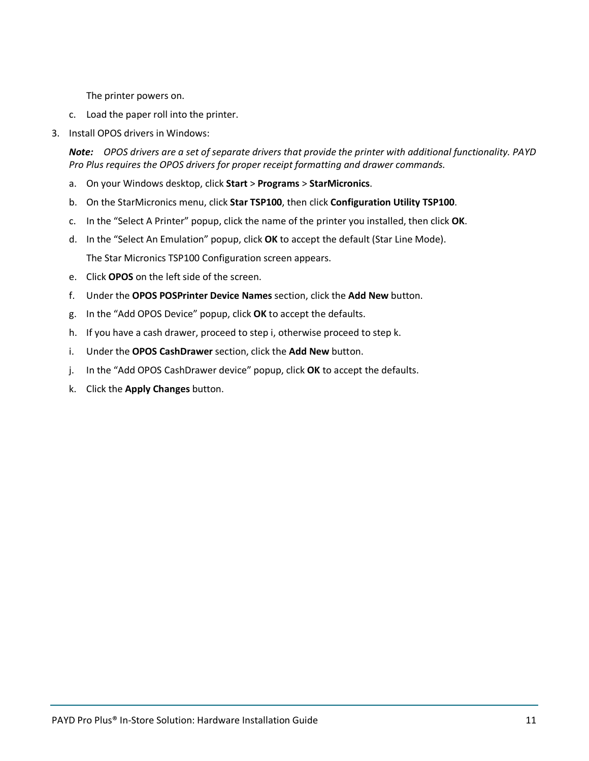The printer powers on.

c. Load the paper roll into the printer.

3. Install OPOS drivers in Windows:

   ***Note:*** *OPOS drivers are a set of separate drivers that provide the printer with additional functionality. PAYD Pro Plus requires the OPOS drivers for proper receipt formatting and drawer commands.*

   a. On your Windows desktop, click **Start** > **Programs** > **StarMicronics**.

   b. On the StarMicronics menu, click **Star TSP100**, then click **Configuration Utility TSP100**.

   c. In the “Select A Printer” popup, click the name of the printer you installed, then click **OK**.

   d. In the “Select An Emulation” popup, click **OK** to accept the default (Star Line Mode).

      The Star Micronics TSP100 Configuration screen appears.

   e. Click **OPOS** on the left side of the screen.

   f. Under the **OPOS POSPrinter Device Names** section, click the **Add New** button.

   g. In the “Add OPOS Device” popup, click **OK** to accept the defaults.

   h. If you have a cash drawer, proceed to step i, otherwise proceed to step k.

   i. Under the **OPOS CashDrawer** section, click the **Add New** button.

   j. In the “Add OPOS CashDrawer device” popup, click **OK** to accept the defaults.

   k. Click the **Apply Changes** button.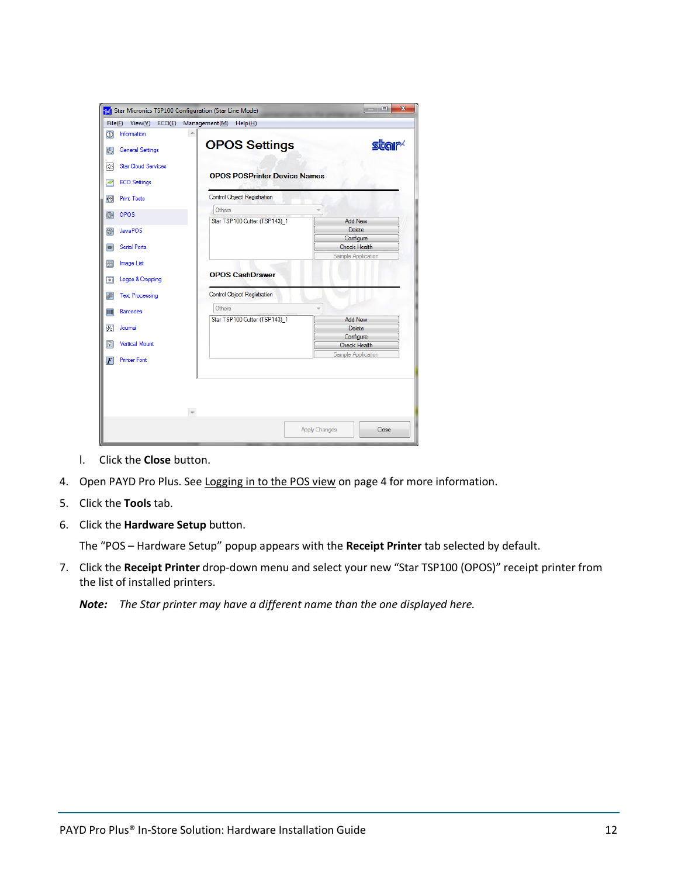l. Click the **Close** button.

4. Open PAYD Pro Plus. See Logging in to the POS view on page 4 for more information.
5. Click the **Tools** tab.
6. Click the **Hardware Setup** button.

   The "POS – Hardware Setup" popup appears with the **Receipt Printer** tab selected by default.

7. Click the **Receipt Printer** drop-down menu and select your new "Star TSP100 (OPOS)" receipt printer from the list of installed printers.

   ***Note:*** *The Star printer may have a different name than the one displayed here.*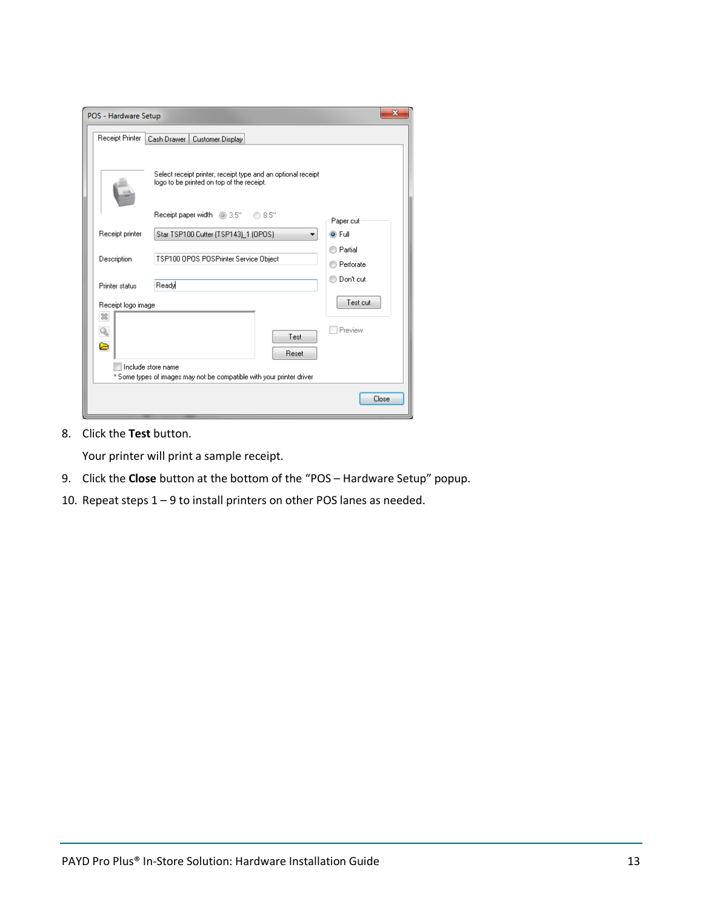8. Click the **Test** button.

   Your printer will print a sample receipt.

9. Click the **Close** button at the bottom of the "POS – Hardware Setup" popup.
10. Repeat steps 1 – 9 to install printers on other POS lanes as needed.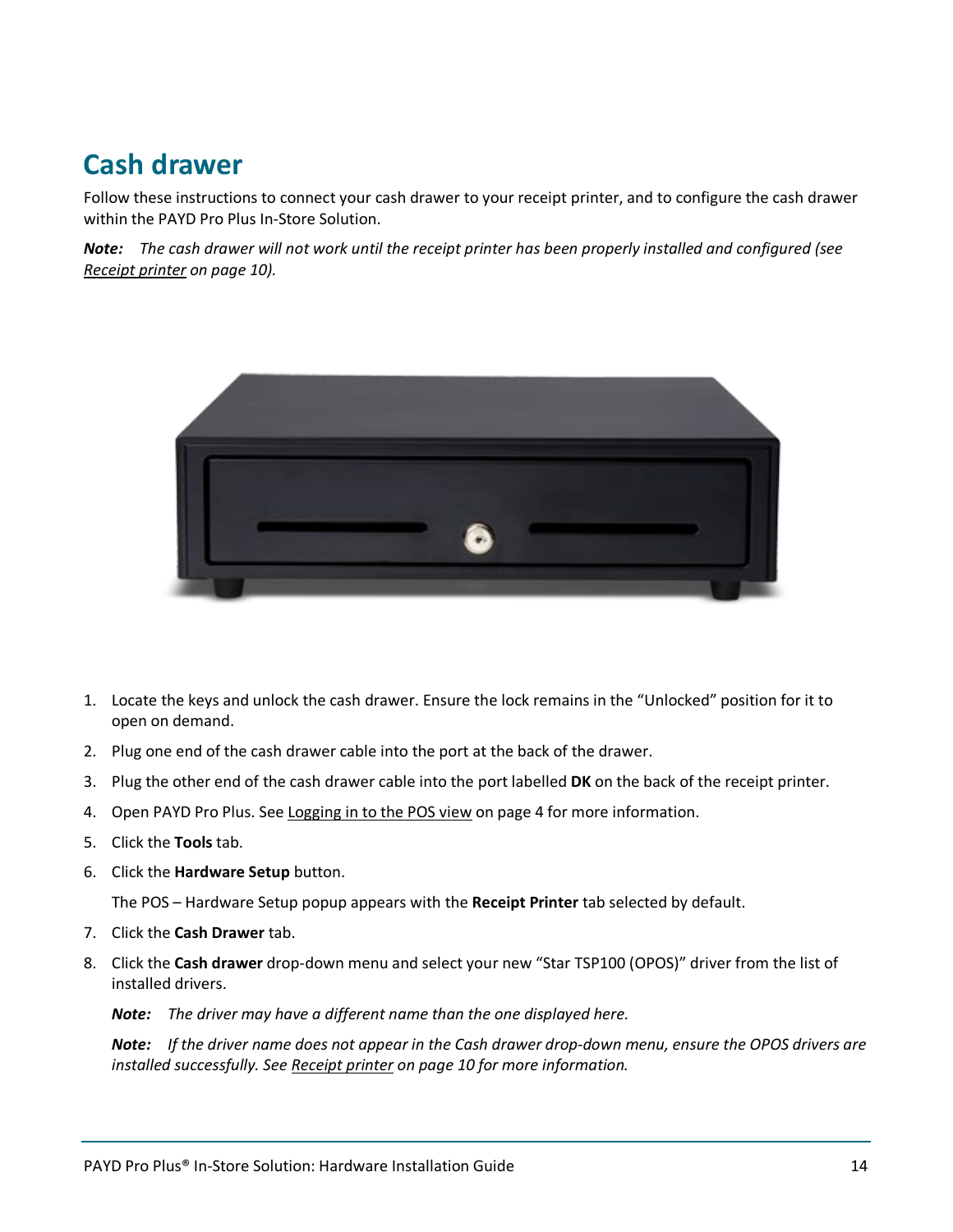## Cash drawer

Follow these instructions to connect your cash drawer to your receipt printer, and to configure the cash drawer within the PAYD Pro Plus In-Store Solution.

***Note:*** *The cash drawer will not work until the receipt printer has been properly installed and configured (see Receipt printer on page 10).*

1. Locate the keys and unlock the cash drawer. Ensure the lock remains in the “Unlocked” position for it to open on demand.
2. Plug one end of the cash drawer cable into the port at the back of the drawer.
3. Plug the other end of the cash drawer cable into the port labelled **DK** on the back of the receipt printer.
4. Open PAYD Pro Plus. See Logging in to the POS view on page 4 for more information.
5. Click the **Tools** tab.
6. Click the **Hardware Setup** button.

   The POS – Hardware Setup popup appears with the **Receipt Printer** tab selected by default.
7. Click the **Cash Drawer** tab.
8. Click the **Cash drawer** drop-down menu and select your new “Star TSP100 (OPOS)” driver from the list of installed drivers.

   ***Note:*** *The driver may have a different name than the one displayed here.*

   ***Note:*** *If the driver name does not appear in the Cash drawer drop-down menu, ensure the OPOS drivers are installed successfully. See Receipt printer on page 10 for more information.*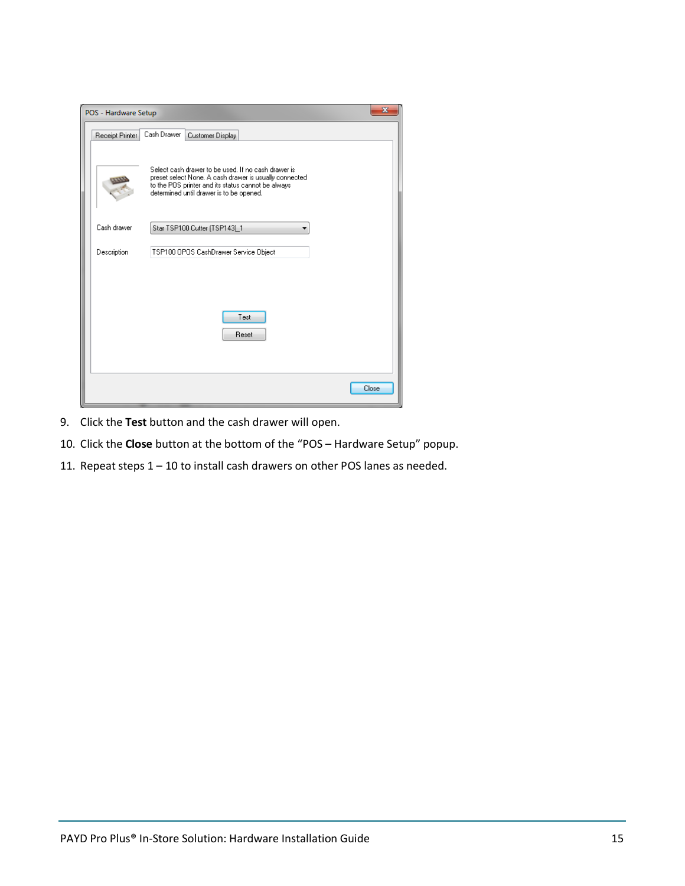9. Click the **Test** button and the cash drawer will open.
10. Click the **Close** button at the bottom of the "POS – Hardware Setup" popup.
11. Repeat steps 1 – 10 to install cash drawers on other POS lanes as needed.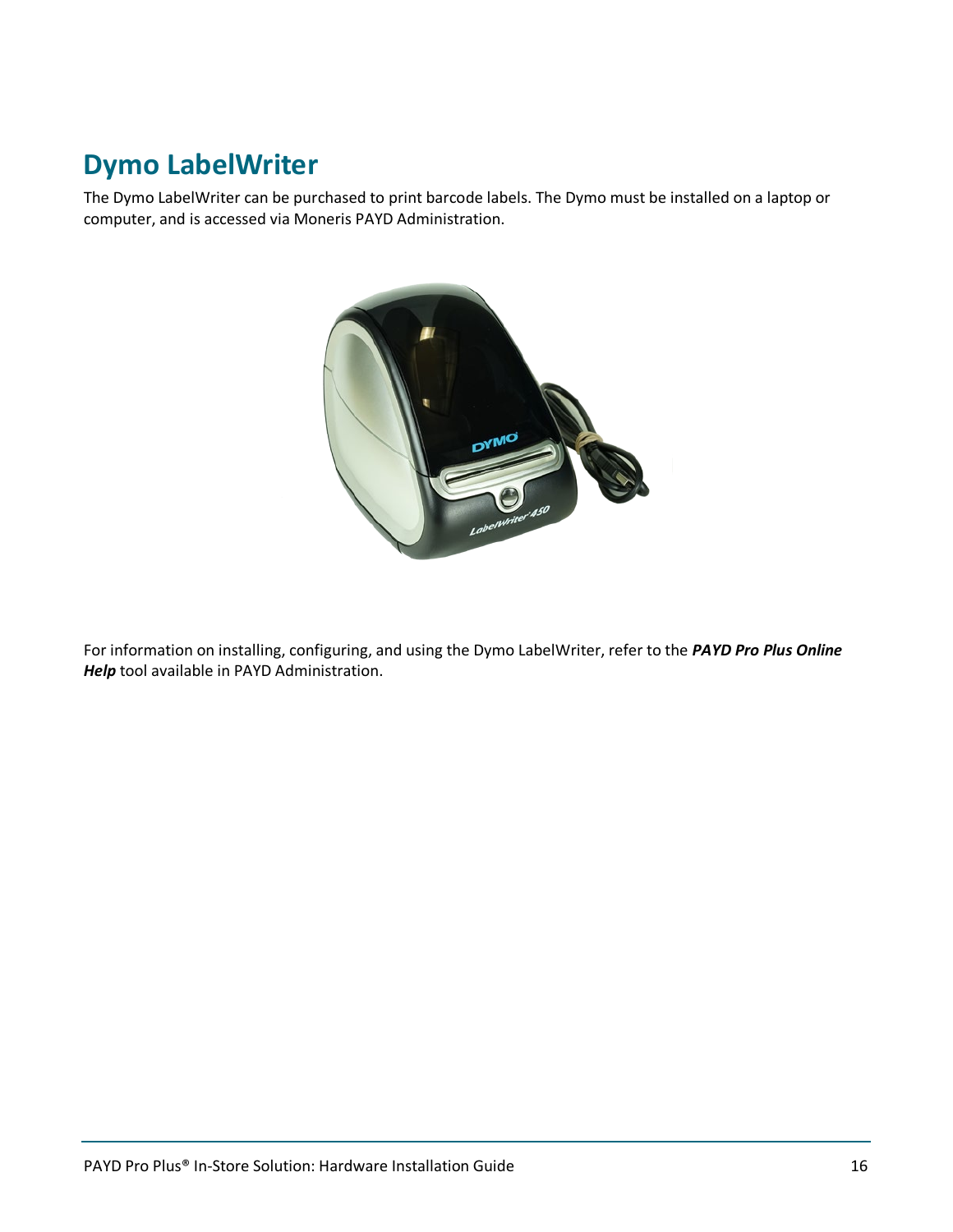# Dymo LabelWriter

The Dymo LabelWriter can be purchased to print barcode labels. The Dymo must be installed on a laptop or computer, and is accessed via Moneris PAYD Administration.

For information on installing, configuring, and using the Dymo LabelWriter, refer to the ***PAYD Pro Plus Online Help*** tool available in PAYD Administration.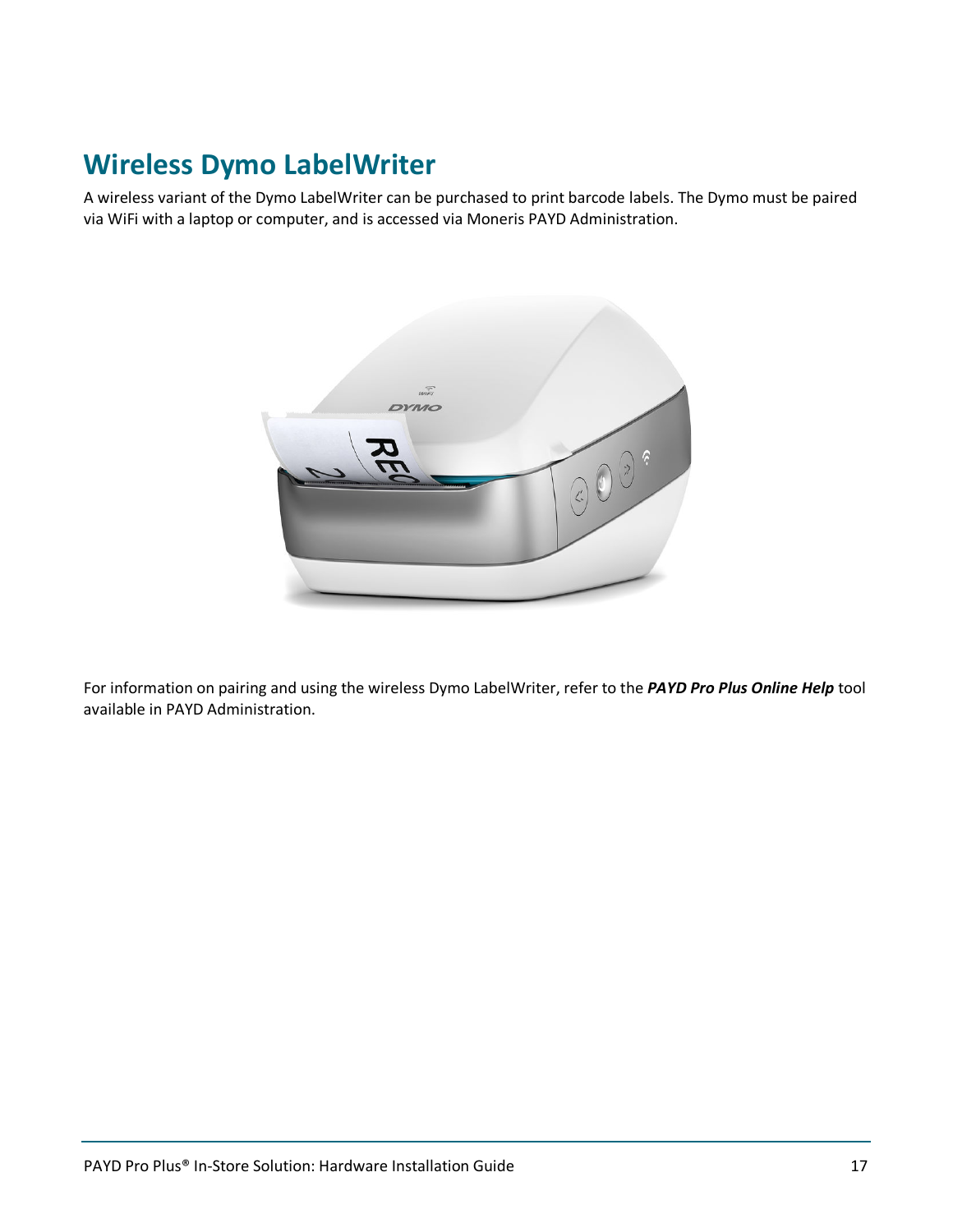## Wireless Dymo LabelWriter

A wireless variant of the Dymo LabelWriter can be purchased to print barcode labels. The Dymo must be paired via WiFi with a laptop or computer, and is accessed via Moneris PAYD Administration.

For information on pairing and using the wireless Dymo LabelWriter, refer to the ***PAYD Pro Plus Online Help*** tool available in PAYD Administration.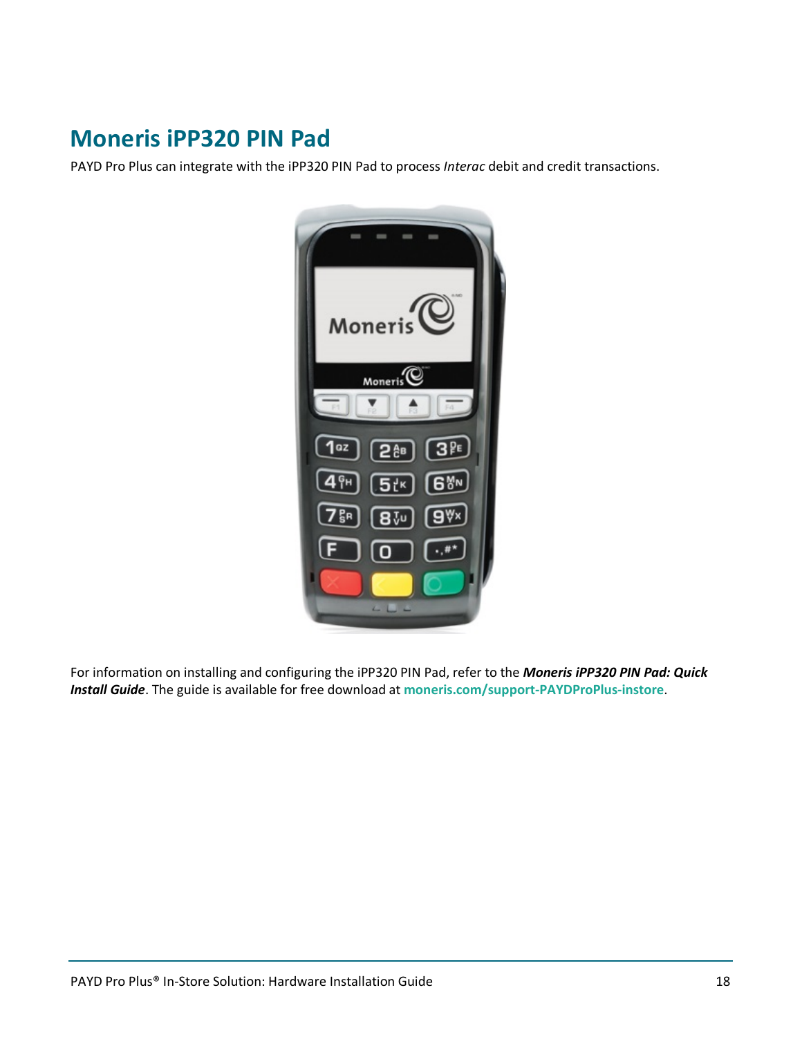# Moneris iPP320 PIN Pad

PAYD Pro Plus can integrate with the iPP320 PIN Pad to process *Interac* debit and credit transactions.

For information on installing and configuring the iPP320 PIN Pad, refer to the ***Moneris iPP320 PIN Pad: Quick Install Guide***. The guide is available for free download at **moneris.com/support-PAYDProPlus-instore**.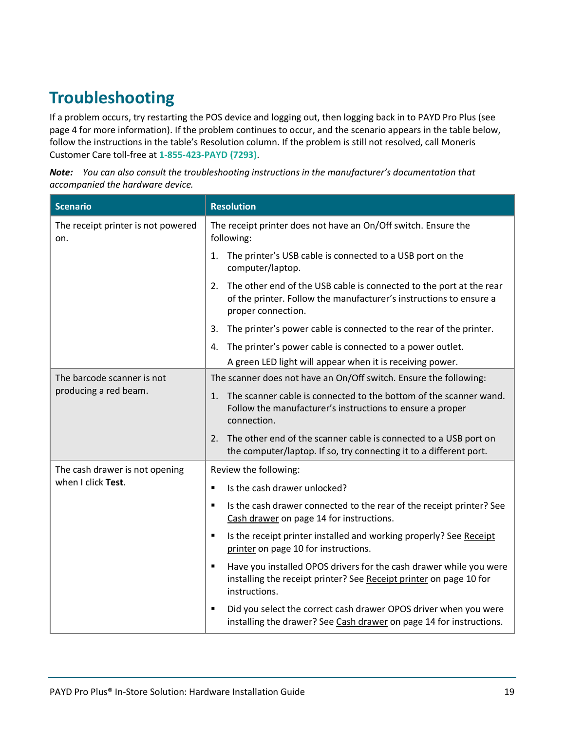# Troubleshooting

If a problem occurs, try restarting the POS device and logging out, then logging back in to PAYD Pro Plus (see page 4 for more information). If the problem continues to occur, and the scenario appears in the table below, follow the instructions in the table's Resolution column. If the problem is still not resolved, call Moneris Customer Care toll-free at **1-855-423-PAYD (7293)**.

***Note:*** *You can also consult the troubleshooting instructions in the manufacturer's documentation that accompanied the hardware device.*

| Scenario | Resolution |
|---|---|
| The receipt printer is not powered on. | The receipt printer does not have an On/Off switch. Ensure the following:<br>1. The printer's USB cable is connected to a USB port on the computer/laptop.<br>2. The other end of the USB cable is connected to the port at the rear of the printer. Follow the manufacturer's instructions to ensure a proper connection.<br>3. The printer's power cable is connected to the rear of the printer.<br>4. The printer's power cable is connected to a power outlet.<br>A green LED light will appear when it is receiving power. |
| The barcode scanner is not producing a red beam. | The scanner does not have an On/Off switch. Ensure the following:<br>1. The scanner cable is connected to the bottom of the scanner wand. Follow the manufacturer's instructions to ensure a proper connection.<br>2. The other end of the scanner cable is connected to a USB port on the computer/laptop. If so, try connecting it to a different port. |
| The cash drawer is not opening when I click **Test**. | Review the following:<br>▪ Is the cash drawer unlocked?<br>▪ Is the cash drawer connected to the rear of the receipt printer? See Cash drawer on page 14 for instructions.<br>▪ Is the receipt printer installed and working properly? See Receipt printer on page 10 for instructions.<br>▪ Have you installed OPOS drivers for the cash drawer while you were installing the receipt printer? See Receipt printer on page 10 for instructions.<br>▪ Did you select the correct cash drawer OPOS driver when you were installing the drawer? See Cash drawer on page 14 for instructions. |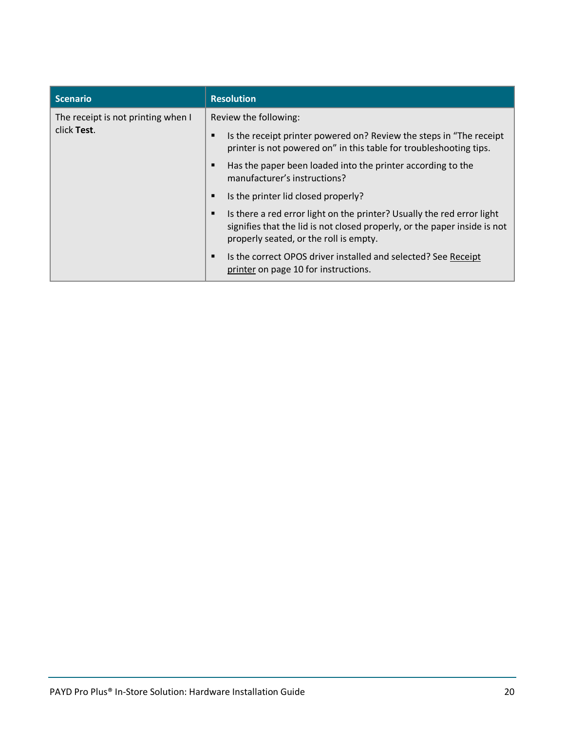| Scenario | Resolution |
|---|---|
| The receipt is not printing when I click **Test**. | Review the following:<br>▪ Is the receipt printer powered on? Review the steps in "The receipt printer is not powered on" in this table for troubleshooting tips.<br>▪ Has the paper been loaded into the printer according to the manufacturer's instructions?<br>▪ Is the printer lid closed properly?<br>▪ Is there a red error light on the printer? Usually the red error light signifies that the lid is not closed properly, or the paper inside is not properly seated, or the roll is empty.<br>▪ Is the correct OPOS driver installed and selected? See Receipt printer on page 10 for instructions. |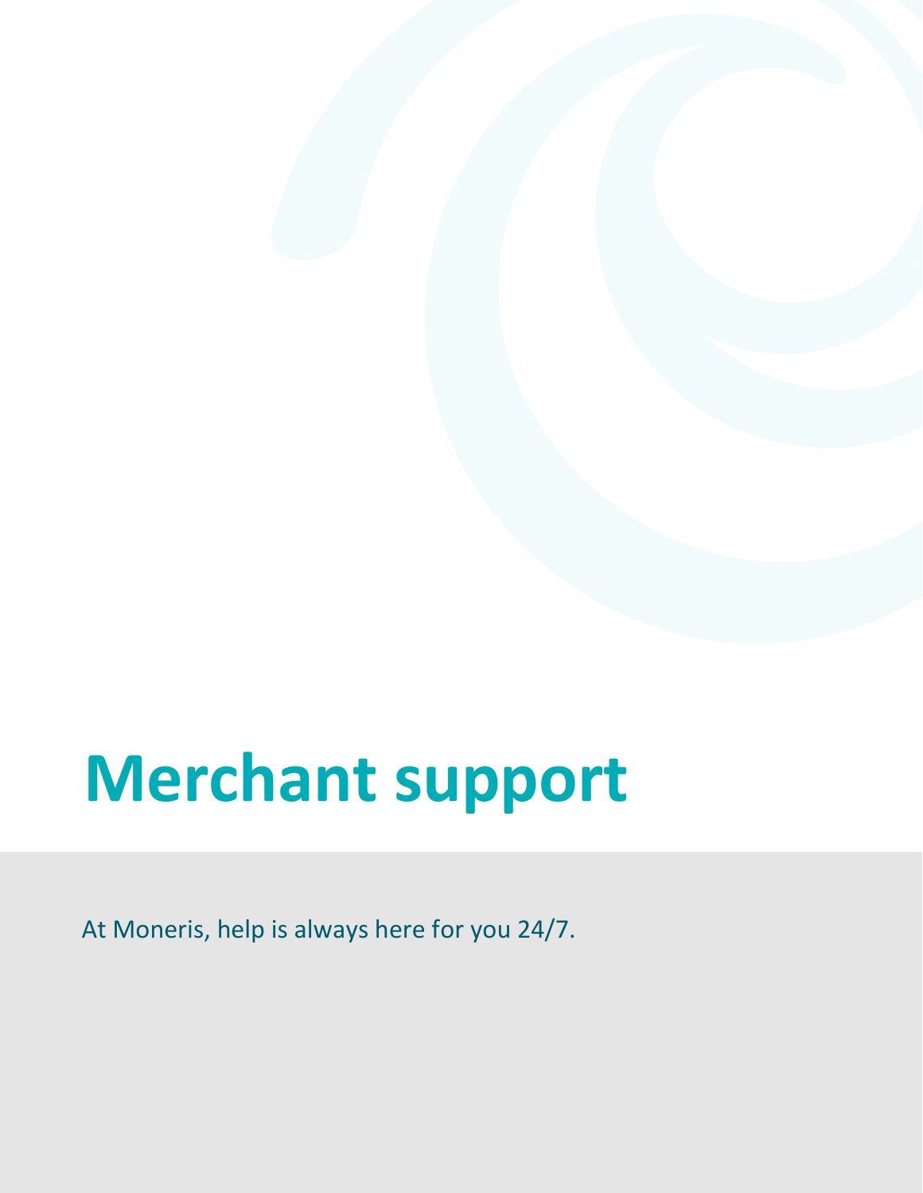# Merchant support

At Moneris, help is always here for you 24/7.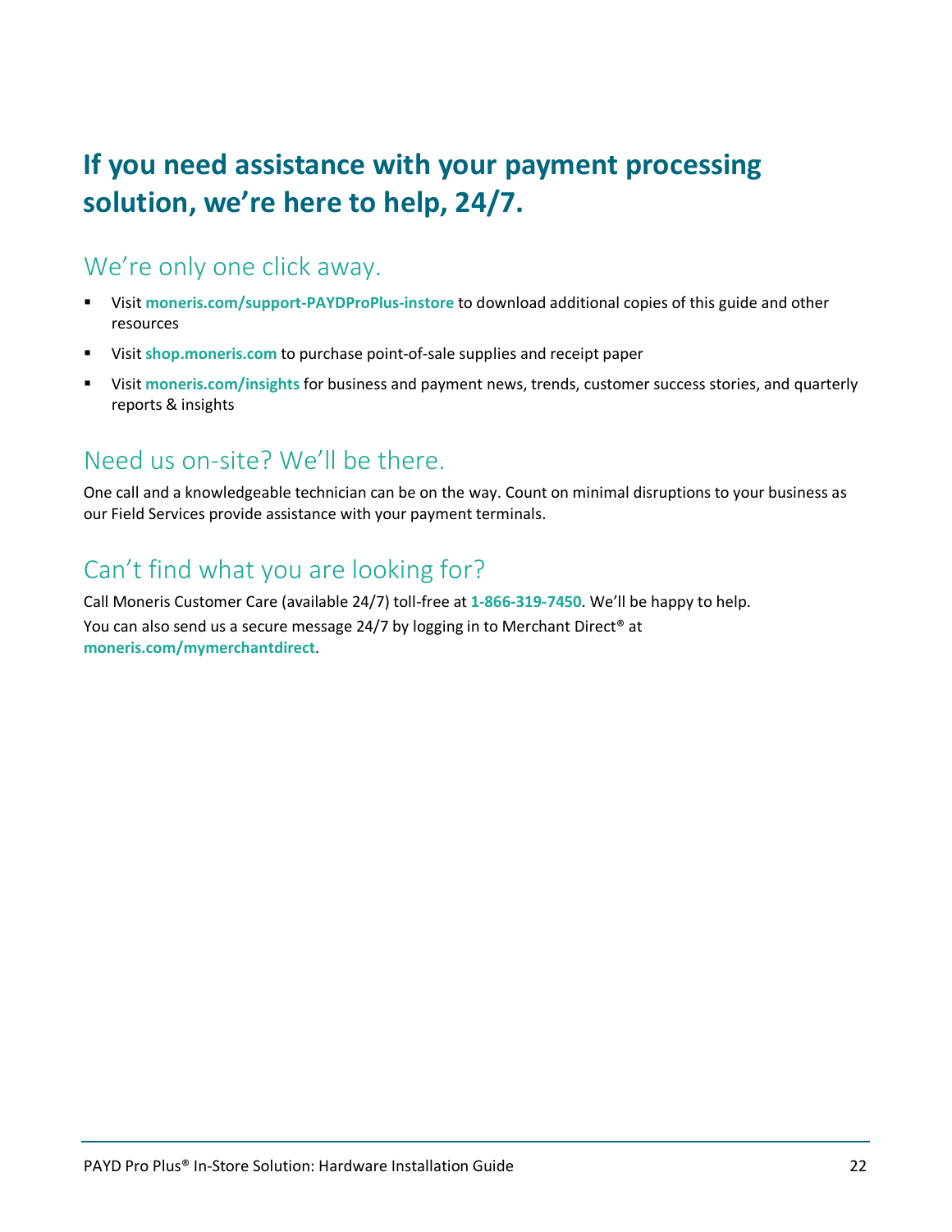# If you need assistance with your payment processing solution, we're here to help, 24/7.

## We're only one click away.

- Visit **moneris.com/support-PAYDProPlus-instore** to download additional copies of this guide and other resources
- Visit **shop.moneris.com** to purchase point-of-sale supplies and receipt paper
- Visit **moneris.com/insights** for business and payment news, trends, customer success stories, and quarterly reports & insights

## Need us on-site? We'll be there.

One call and a knowledgeable technician can be on the way. Count on minimal disruptions to your business as our Field Services provide assistance with your payment terminals.

## Can't find what you are looking for?

Call Moneris Customer Care (available 24/7) toll-free at **1-866-319-7450**. We'll be happy to help.

You can also send us a secure message 24/7 by logging in to Merchant Direct® at **moneris.com/mymerchantdirect**.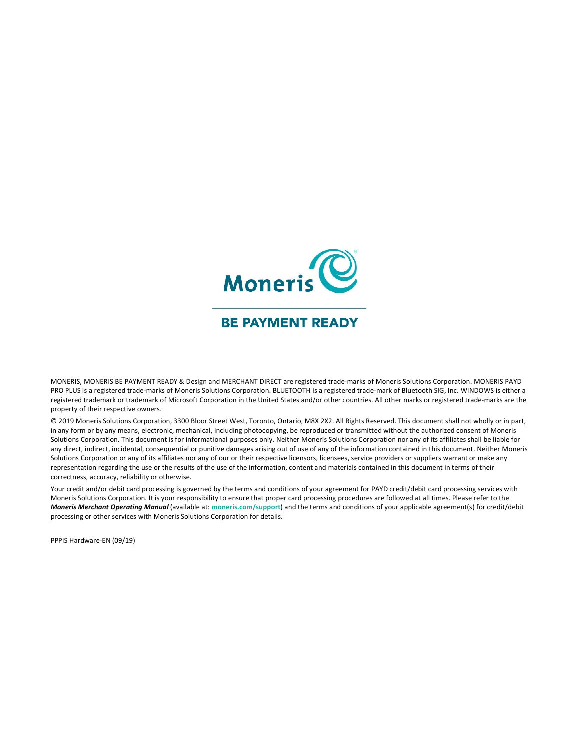Moneris

**BE PAYMENT READY**

MONERIS, MONERIS BE PAYMENT READY & Design and MERCHANT DIRECT are registered trade-marks of Moneris Solutions Corporation. MONERIS PAYD PRO PLUS is a registered trade-marks of Moneris Solutions Corporation. BLUETOOTH is a registered trade-mark of Bluetooth SIG, Inc. WINDOWS is either a registered trademark or trademark of Microsoft Corporation in the United States and/or other countries. All other marks or registered trade-marks are the property of their respective owners.

© 2019 Moneris Solutions Corporation, 3300 Bloor Street West, Toronto, Ontario, M8X 2X2. All Rights Reserved. This document shall not wholly or in part, in any form or by any means, electronic, mechanical, including photocopying, be reproduced or transmitted without the authorized consent of Moneris Solutions Corporation. This document is for informational purposes only. Neither Moneris Solutions Corporation nor any of its affiliates shall be liable for any direct, indirect, incidental, consequential or punitive damages arising out of use of any of the information contained in this document. Neither Moneris Solutions Corporation or any of its affiliates nor any of our or their respective licensors, licensees, service providers or suppliers warrant or make any representation regarding the use or the results of the use of the information, content and materials contained in this document in terms of their correctness, accuracy, reliability or otherwise.

Your credit and/or debit card processing is governed by the terms and conditions of your agreement for PAYD credit/debit card processing services with Moneris Solutions Corporation. It is your responsibility to ensure that proper card processing procedures are followed at all times. Please refer to the ***Moneris Merchant Operating Manual*** (available at: **moneris.com/support**) and the terms and conditions of your applicable agreement(s) for credit/debit processing or other services with Moneris Solutions Corporation for details.

PPPIS Hardware-EN (09/19)